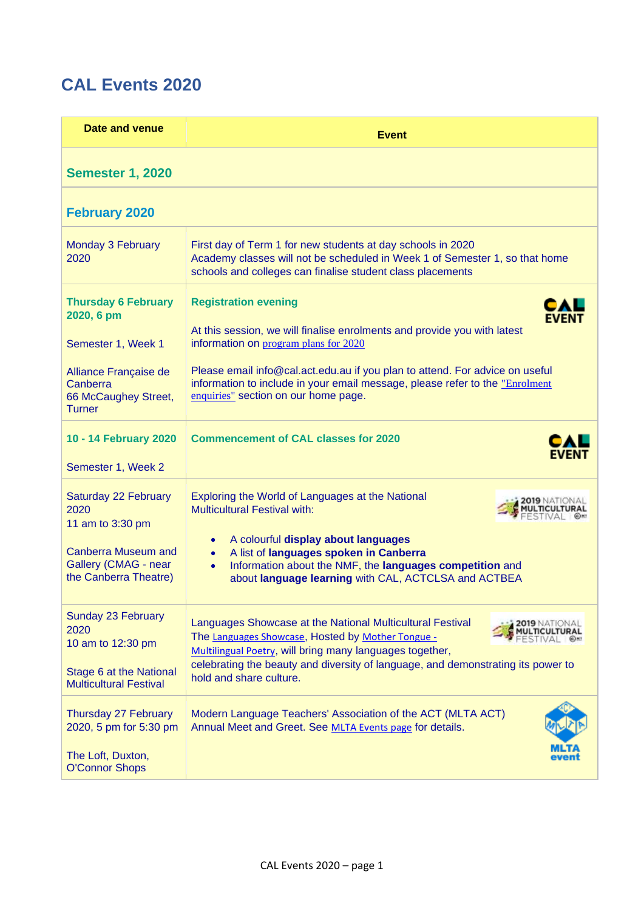# CAL Events 2020

| Date and venue | Event |
|---|---|
| **Semester 1, 2020** | |
| **February 2020** | |
| Monday 3 February 2020 | First day of Term 1 for new students at day schools in 2020<br>Academy classes will not be scheduled in Week 1 of Semester 1, so that home schools and colleges can finalise student class placements |
| **Thursday 6 February 2020, 6 pm**<br><br>Semester 1, Week 1<br><br>Alliance Française de Canberra<br>66 McCaughey Street, Turner | **Registration evening**<br><br>CAL EVENT<br><br>At this session, we will finalise enrolments and provide you with latest information on program plans for 2020<br><br>Please email info@cal.act.edu.au if you plan to attend. For advice on useful information to include in your email message, please refer to the "Enrolment enquiries" section on our home page. |
| **10 - 14 February 2020**<br><br>Semester 1, Week 2 | **Commencement of CAL classes for 2020**<br><br>CAL EVENT |
| Saturday 22 February 2020<br>11 am to 3:30 pm<br><br>Canberra Museum and Gallery (CMAG - near the Canberra Theatre) | Exploring the World of Languages at the National Multicultural Festival with:<br><br>2019 NATIONAL MULTICULTURAL FESTIVAL<br><br>• A colourful **display about languages**<br>• A list of **languages spoken in Canberra**<br>• Information about the NMF, the **languages competition** and about **language learning** with CAL, ACTCLSA and ACTBEA |
| Sunday 23 February 2020<br>10 am to 12:30 pm<br><br>Stage 6 at the National Multicultural Festival | Languages Showcase at the National Multicultural Festival<br><br>2019 NATIONAL MULTICULTURAL FESTIVAL<br><br>The Languages Showcase, Hosted by Mother Tongue - Multilingual Poetry, will bring many languages together, celebrating the beauty and diversity of language, and demonstrating its power to hold and share culture. |
| Thursday 27 February 2020, 5 pm for 5:30 pm<br><br>The Loft, Duxton, O'Connor Shops | Modern Language Teachers' Association of the ACT (MLTA ACT) Annual Meet and Greet. See MLTA Events page for details.<br><br>MLTA event |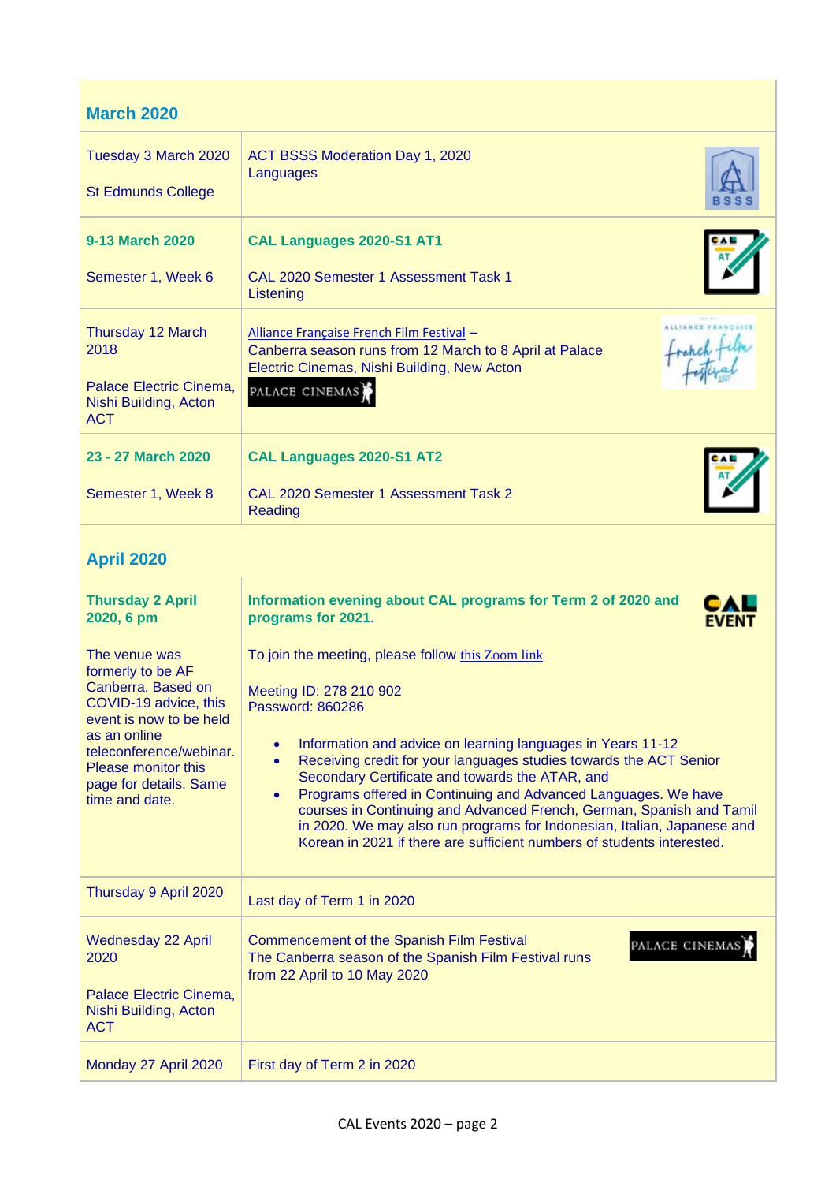| **March 2020** | |
|---|---|
| Tuesday 3 March 2020<br><br>St Edmunds College | ACT BSSS Moderation Day 1, 2020<br>Languages |
| **9-13 March 2020**<br><br>Semester 1, Week 6 | **CAL Languages 2020-S1 AT1**<br><br>CAL 2020 Semester 1 Assessment Task 1<br>Listening |
| Thursday 12 March 2018<br><br>Palace Electric Cinema, Nishi Building, Acton ACT | Alliance Française French Film Festival –<br>Canberra season runs from 12 March to 8 April at Palace Electric Cinemas, Nishi Building, New Acton |
| **23 - 27 March 2020**<br><br>Semester 1, Week 8 | **CAL Languages 2020-S1 AT2**<br><br>CAL 2020 Semester 1 Assessment Task 2<br>Reading |
| **April 2020** | |
| **Thursday 2 April 2020, 6 pm**<br><br>The venue was formerly to be AF Canberra. Based on COVID-19 advice, this event is now to be held as an online teleconference/webinar. Please monitor this page for details. Same time and date. | **Information evening about CAL programs for Term 2 of 2020 and programs for 2021.**<br><br>To join the meeting, please follow this Zoom link<br><br>Meeting ID: 278 210 902<br>Password: 860286<br><br>• Information and advice on learning languages in Years 11-12<br>• Receiving credit for your languages studies towards the ACT Senior Secondary Certificate and towards the ATAR, and<br>• Programs offered in Continuing and Advanced Languages. We have courses in Continuing and Advanced French, German, Spanish and Tamil in 2020. We may also run programs for Indonesian, Italian, Japanese and Korean in 2021 if there are sufficient numbers of students interested. |
| Thursday 9 April 2020 | Last day of Term 1 in 2020 |
| Wednesday 22 April 2020<br><br>Palace Electric Cinema, Nishi Building, Acton ACT | Commencement of the Spanish Film Festival<br>The Canberra season of the Spanish Film Festival runs from 22 April to 10 May 2020 |
| Monday 27 April 2020 | First day of Term 2 in 2020 |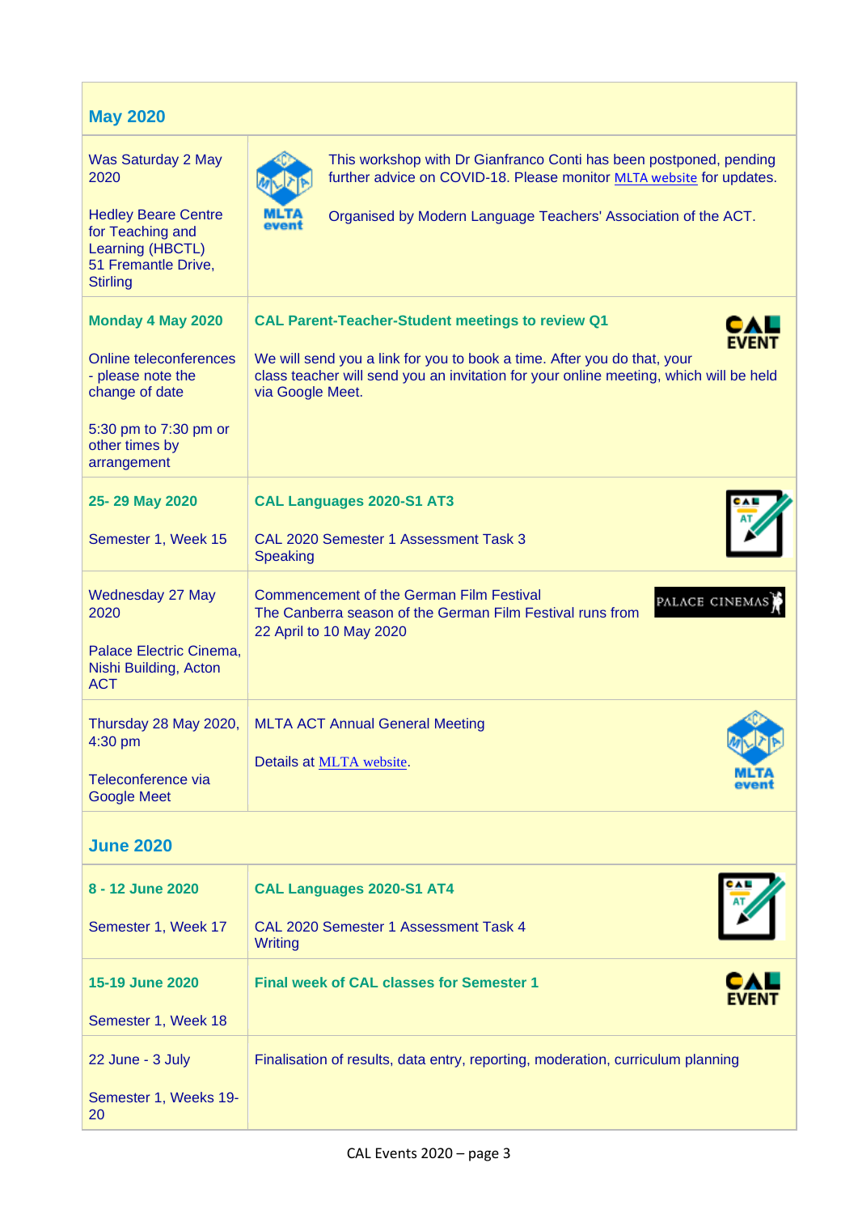## May 2020

| | |
|---|---|
| Was Saturday 2 May 2020<br><br>Hedley Beare Centre for Teaching and Learning (HBCTL)<br>51 Fremantle Drive, Stirling | MLTA event<br><br>This workshop with Dr Gianfranco Conti has been postponed, pending further advice on COVID-18. Please monitor MLTA website for updates.<br><br>Organised by Modern Language Teachers' Association of the ACT. |
| **Monday 4 May 2020**<br><br>Online teleconferences - please note the change of date<br><br>5:30 pm to 7:30 pm or other times by arrangement | **CAL Parent-Teacher-Student meetings to review Q1**<br><br>CAL EVENT<br><br>We will send you a link for you to book a time. After you do that, your class teacher will send you an invitation for your online meeting, which will be held via Google Meet. |
| **25- 29 May 2020**<br><br>Semester 1, Week 15 | **CAL Languages 2020-S1 AT3**<br><br>CAL 2020 Semester 1 Assessment Task 3<br>Speaking |
| Wednesday 27 May 2020<br><br>Palace Electric Cinema, Nishi Building, Acton ACT | Commencement of the German Film Festival<br>The Canberra season of the German Film Festival runs from 22 April to 10 May 2020<br><br>PALACE CINEMAS |
| Thursday 28 May 2020, 4:30 pm<br><br>Teleconference via Google Meet | MLTA ACT Annual General Meeting<br><br>Details at MLTA website.<br><br>MLTA event |

## June 2020

| | |
|---|---|
| **8 - 12 June 2020**<br><br>Semester 1, Week 17 | **CAL Languages 2020-S1 AT4**<br><br>CAL 2020 Semester 1 Assessment Task 4<br>Writing |
| **15-19 June 2020**<br><br>Semester 1, Week 18 | **Final week of CAL classes for Semester 1**<br><br>CAL EVENT |
| 22 June - 3 July<br><br>Semester 1, Weeks 19-20 | Finalisation of results, data entry, reporting, moderation, curriculum planning |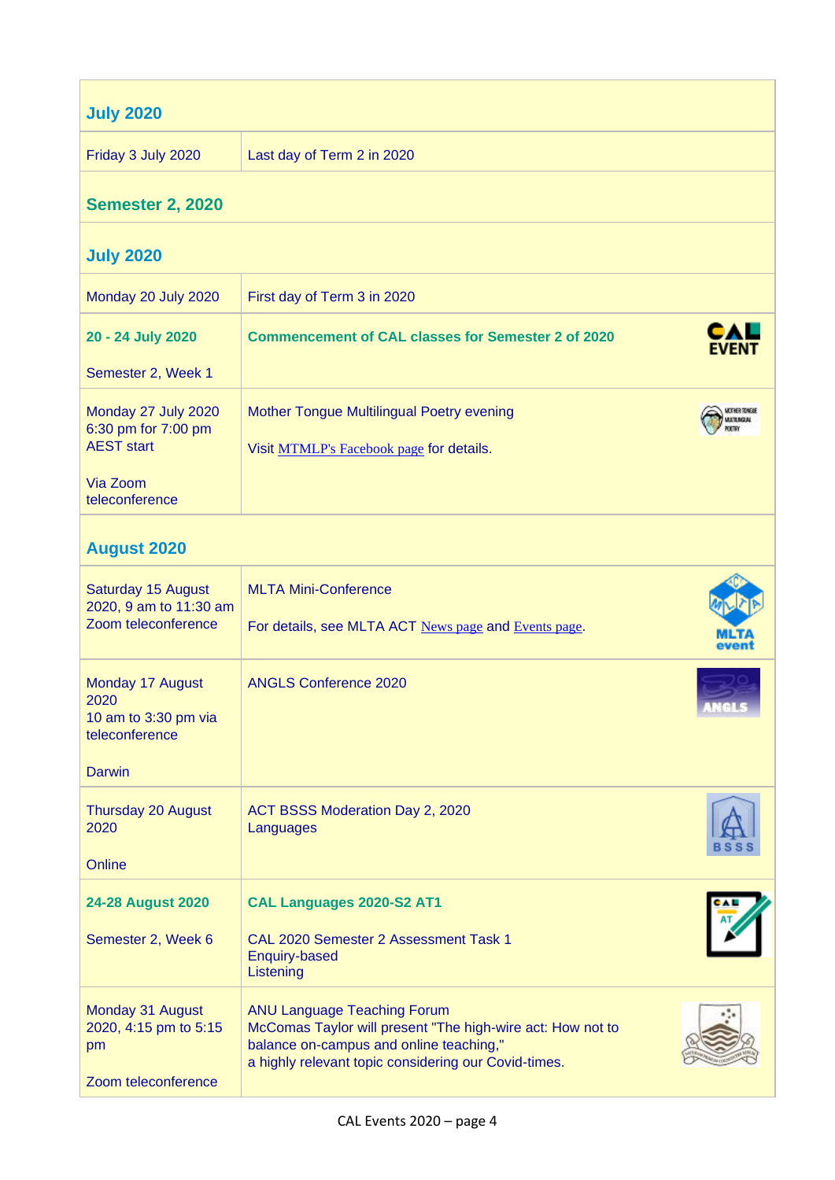| July 2020 | |
|---|---|
| Friday 3 July 2020 | Last day of Term 2 in 2020 |
| **Semester 2, 2020** | |
| **July 2020** | |
| Monday 20 July 2020 | First day of Term 3 in 2020 |
| **20 - 24 July 2020**<br><br>Semester 2, Week 1 | **Commencement of CAL classes for Semester 2 of 2020** |
| Monday 27 July 2020<br>6:30 pm for 7:00 pm AEST start<br><br>Via Zoom teleconference | Mother Tongue Multilingual Poetry evening<br><br>Visit MTMLP's Facebook page for details. |
| **August 2020** | |
| Saturday 15 August 2020, 9 am to 11:30 am Zoom teleconference | MLTA Mini-Conference<br><br>For details, see MLTA ACT News page and Events page. |
| Monday 17 August 2020<br>10 am to 3:30 pm via teleconference<br><br>Darwin | ANGLS Conference 2020 |
| Thursday 20 August 2020<br><br>Online | ACT BSSS Moderation Day 2, 2020<br>Languages |
| **24-28 August 2020**<br><br>Semester 2, Week 6 | **CAL Languages 2020-S2 AT1**<br><br>CAL 2020 Semester 2 Assessment Task 1<br>Enquiry-based<br>Listening |
| Monday 31 August 2020, 4:15 pm to 5:15 pm<br><br>Zoom teleconference | ANU Language Teaching Forum<br>McComas Taylor will present "The high-wire act: How not to balance on-campus and online teaching,"<br>a highly relevant topic considering our Covid-times. |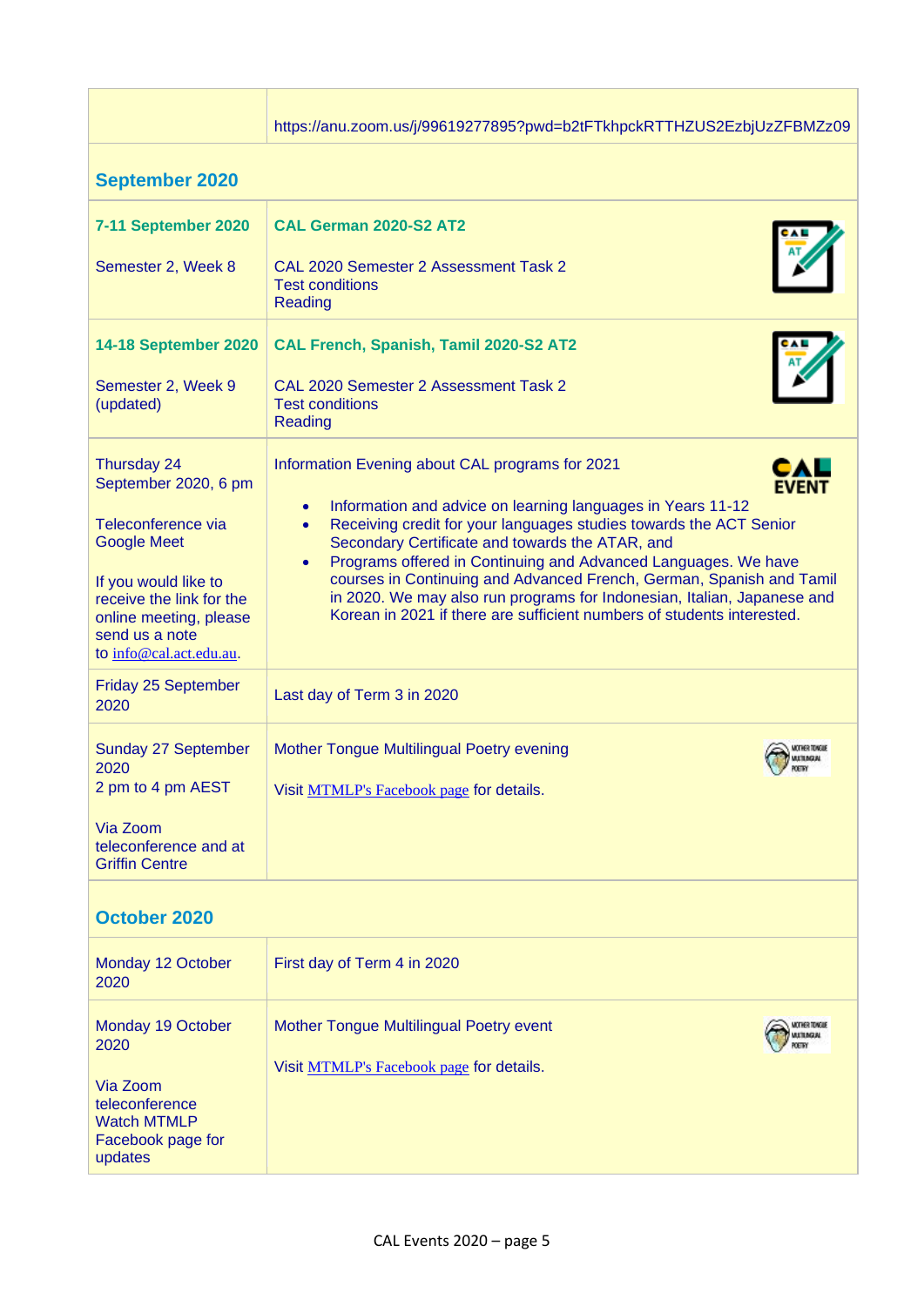| | |
|---|---|
| | https://anu.zoom.us/j/99619277895?pwd=b2tFTkhpckRTTHZUS2EzbjUzZFBMZz09 |
| **September 2020** | |
| **7-11 September 2020**<br><br>Semester 2, Week 8 | **CAL German 2020-S2 AT2**<br><br>CAL 2020 Semester 2 Assessment Task 2<br>Test conditions<br>Reading |
| **14-18 September 2020**<br><br>Semester 2, Week 9 (updated) | **CAL French, Spanish, Tamil 2020-S2 AT2**<br><br>CAL 2020 Semester 2 Assessment Task 2<br>Test conditions<br>Reading |
| Thursday 24 September 2020, 6 pm<br><br>Teleconference via Google Meet<br><br>If you would like to receive the link for the online meeting, please send us a note to info@cal.act.edu.au. | Information Evening about CAL programs for 2021<br><br>• Information and advice on learning languages in Years 11-12<br>• Receiving credit for your languages studies towards the ACT Senior Secondary Certificate and towards the ATAR, and<br>• Programs offered in Continuing and Advanced Languages. We have courses in Continuing and Advanced French, German, Spanish and Tamil in 2020. We may also run programs for Indonesian, Italian, Japanese and Korean in 2021 if there are sufficient numbers of students interested. |
| Friday 25 September 2020 | Last day of Term 3 in 2020 |
| Sunday 27 September 2020<br>2 pm to 4 pm AEST<br><br>Via Zoom teleconference and at Griffin Centre | Mother Tongue Multilingual Poetry evening<br><br>Visit MTMLP's Facebook page for details. |
| **October 2020** | |
| Monday 12 October 2020 | First day of Term 4 in 2020 |
| Monday 19 October 2020<br><br>Via Zoom teleconference<br>Watch MTMLP Facebook page for updates | Mother Tongue Multilingual Poetry event<br><br>Visit MTMLP's Facebook page for details. |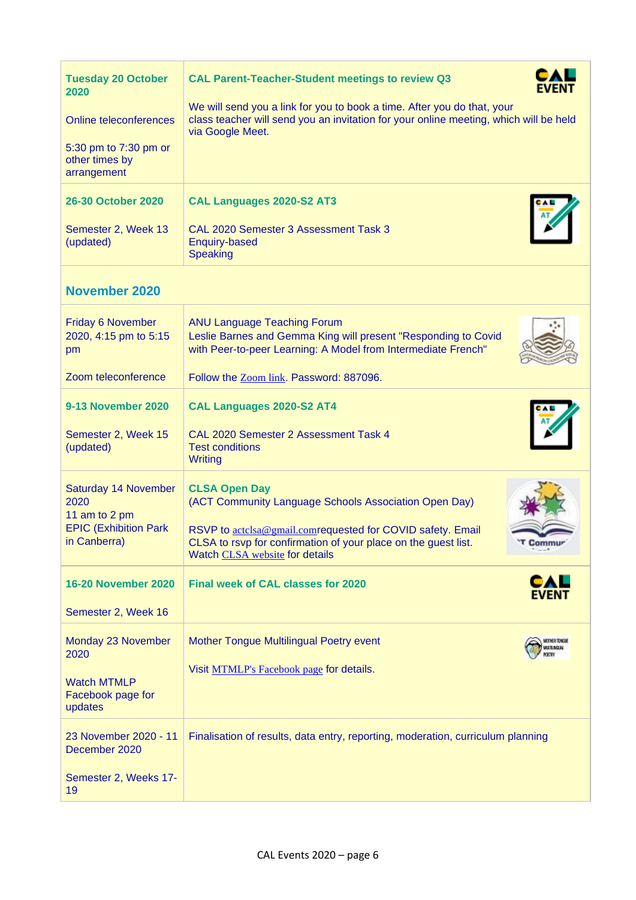| | |
|---|---|
| **Tuesday 20 October 2020**<br><br>Online teleconferences<br><br>5:30 pm to 7:30 pm or other times by arrangement | **CAL Parent-Teacher-Student meetings to review Q3**<br><br>We will send you a link for you to book a time. After you do that, your class teacher will send you an invitation for your online meeting, which will be held via Google Meet. |
| **26-30 October 2020**<br><br>Semester 2, Week 13 (updated) | **CAL Languages 2020-S2 AT3**<br><br>CAL 2020 Semester 3 Assessment Task 3<br>Enquiry-based<br>Speaking |
| **November 2020** | |
| Friday 6 November 2020, 4:15 pm to 5:15 pm<br><br>Zoom teleconference | ANU Language Teaching Forum<br>Leslie Barnes and Gemma King will present "Responding to Covid with Peer-to-peer Learning: A Model from Intermediate French"<br><br>Follow the Zoom link. Password: 887096. |
| **9-13 November 2020**<br><br>Semester 2, Week 15 (updated) | **CAL Languages 2020-S2 AT4**<br><br>CAL 2020 Semester 2 Assessment Task 4<br>Test conditions<br>Writing |
| Saturday 14 November 2020<br>11 am to 2 pm<br>EPIC (Exhibition Park in Canberra) | **CLSA Open Day**<br>(ACT Community Language Schools Association Open Day)<br><br>RSVP to actclsa@gmail.comrequested for COVID safety. Email CLSA to rsvp for confirmation of your place on the guest list.<br>Watch CLSA website for details |
| **16-20 November 2020**<br><br>Semester 2, Week 16 | **Final week of CAL classes for 2020** |
| Monday 23 November 2020<br><br>Watch MTMLP Facebook page for updates | Mother Tongue Multilingual Poetry event<br><br>Visit MTMLP's Facebook page for details. |
| 23 November 2020 - 11 December 2020<br><br>Semester 2, Weeks 17-19 | Finalisation of results, data entry, reporting, moderation, curriculum planning |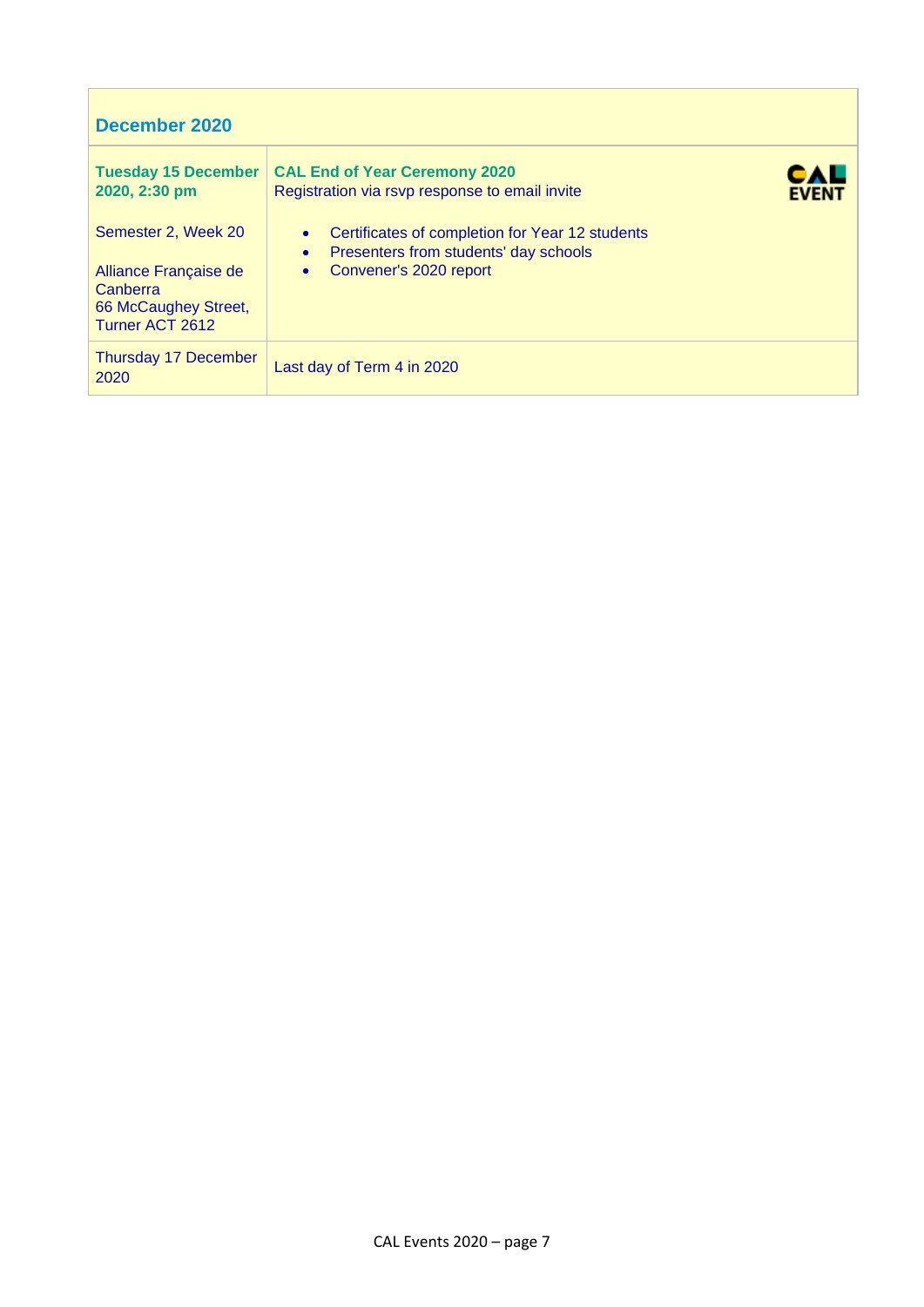| December 2020 | |
|---|---|
| **Tuesday 15 December 2020, 2:30 pm**<br><br>Semester 2, Week 20<br><br>Alliance Française de Canberra<br>66 McCaughey Street, Turner ACT 2612 | **CAL End of Year Ceremony 2020**<br>Registration via rsvp response to email invite<br><br>CAL EVENT<br><br>• Certificates of completion for Year 12 students<br>• Presenters from students' day schools<br>• Convener's 2020 report |
| Thursday 17 December 2020 | Last day of Term 4 in 2020 |